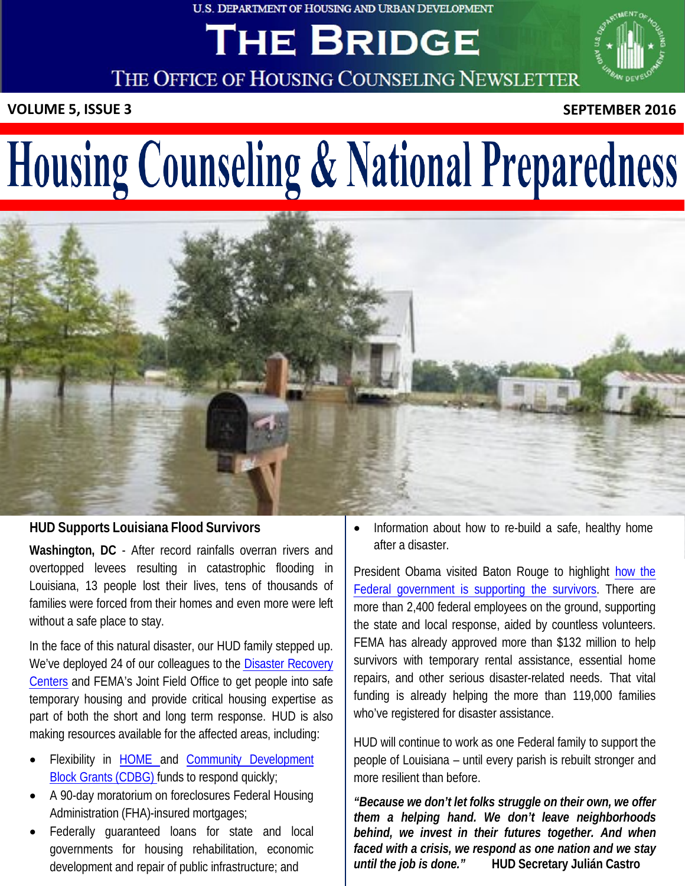U.S. DEPARTMENT OF HOUSING AND URBAN DEVELOPMENT

# THE BRIDGE

THE OFFICE OF HOUSING COUNSELING NEWSLETTER

**VOLUME 5, ISSUE 3** **SEPTEMBER 2016**

# Housing Counseling & National Preparedness

## HUD Supports Louisiana Flood Survivors

**Washington, DC** - After record rainfalls overran rivers and overtopped levees resulting in catastrophic flooding in Louisiana, 13 people lost their lives, tens of thousands of families were forced from their homes and even more were left without a safe place to stay.

In the face of this natural disaster, our HUD family stepped up. We've deployed 24 of our colleagues to the Disaster Recovery Centers and FEMA's Joint Field Office to get people into safe temporary housing and provide critical housing expertise as part of both the short and long term response. HUD is also making resources available for the affected areas, including:

- Flexibility in HOME and Community Development Block Grants (CDBG) funds to respond quickly;
- A 90-day moratorium on foreclosures Federal Housing Administration (FHA)-insured mortgages;
- Federally guaranteed loans for state and local governments for housing rehabilitation, economic development and repair of public infrastructure; and
- Information about how to re-build a safe, healthy home after a disaster.

President Obama visited Baton Rouge to highlight how the Federal government is supporting the survivors. There are more than 2,400 federal employees on the ground, supporting the state and local response, aided by countless volunteers. FEMA has already approved more than $132 million to help survivors with temporary rental assistance, essential home repairs, and other serious disaster-related needs. That vital funding is already helping the more than 119,000 families who've registered for disaster assistance.

HUD will continue to work as one Federal family to support the people of Louisiana – until every parish is rebuilt stronger and more resilient than before.

***"Because we don't let folks struggle on their own, we offer them a helping hand. We don't leave neighborhoods behind, we invest in their futures together. And when faced with a crisis, we respond as one nation and we stay until the job is done."*** **HUD Secretary Julián Castro**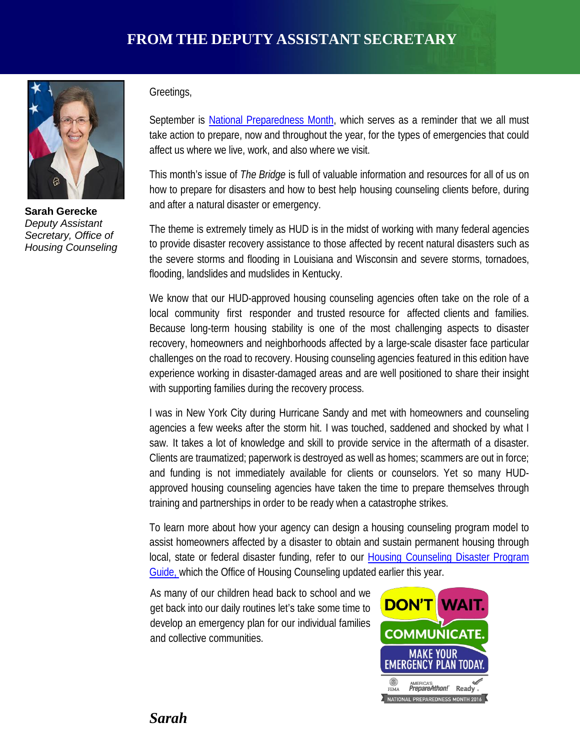# FROM THE DEPUTY ASSISTANT SECRETARY

**Sarah Gerecke**
*Deputy Assistant Secretary, Office of Housing Counseling*

Greetings,

September is National Preparedness Month, which serves as a reminder that we all must take action to prepare, now and throughout the year, for the types of emergencies that could affect us where we live, work, and also where we visit.

This month's issue of *The Bridge* is full of valuable information and resources for all of us on how to prepare for disasters and how to best help housing counseling clients before, during and after a natural disaster or emergency.

The theme is extremely timely as HUD is in the midst of working with many federal agencies to provide disaster recovery assistance to those affected by recent natural disasters such as the severe storms and flooding in Louisiana and Wisconsin and severe storms, tornadoes, flooding, landslides and mudslides in Kentucky.

We know that our HUD-approved housing counseling agencies often take on the role of a local community first responder and trusted resource for affected clients and families. Because long-term housing stability is one of the most challenging aspects to disaster recovery, homeowners and neighborhoods affected by a large-scale disaster face particular challenges on the road to recovery. Housing counseling agencies featured in this edition have experience working in disaster-damaged areas and are well positioned to share their insight with supporting families during the recovery process.

I was in New York City during Hurricane Sandy and met with homeowners and counseling agencies a few weeks after the storm hit. I was touched, saddened and shocked by what I saw. It takes a lot of knowledge and skill to provide service in the aftermath of a disaster. Clients are traumatized; paperwork is destroyed as well as homes; scammers are out in force; and funding is not immediately available for clients or counselors. Yet so many HUD-approved housing counseling agencies have taken the time to prepare themselves through training and partnerships in order to be ready when a catastrophe strikes.

To learn more about how your agency can design a housing counseling program model to assist homeowners affected by a disaster to obtain and sustain permanent housing through local, state or federal disaster funding, refer to our Housing Counseling Disaster Program Guide, which the Office of Housing Counseling updated earlier this year.

As many of our children head back to school and we get back into our daily routines let's take some time to develop an emergency plan for our individual families and collective communities.

DON'T WAIT. COMMUNICATE. MAKE YOUR EMERGENCY PLAN TODAY.
FEMA | AMERICA'S PrepareAthon! | Ready
NATIONAL PREPAREDNESS MONTH 2016

***Sarah***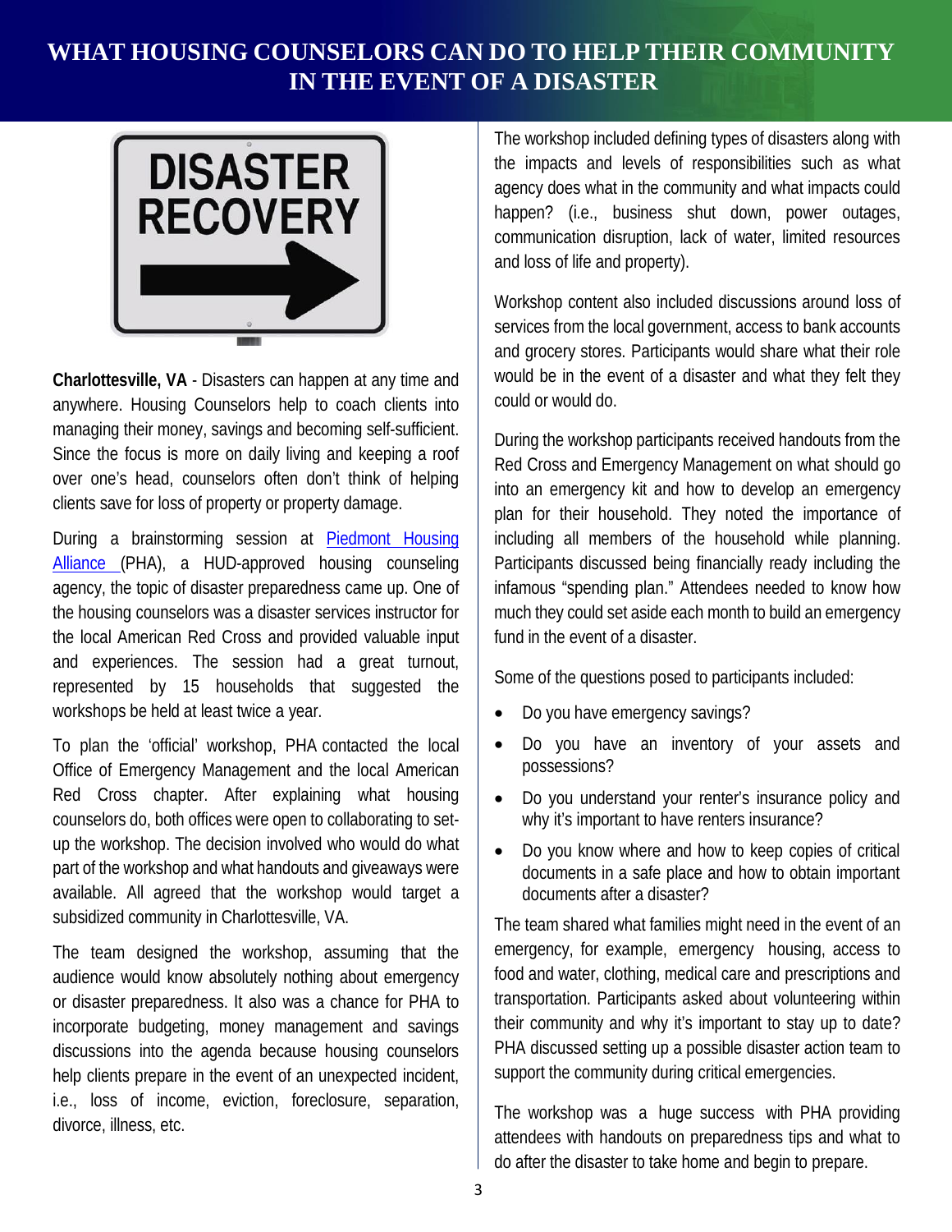# WHAT HOUSING COUNSELORS CAN DO TO HELP THEIR COMMUNITY IN THE EVENT OF A DISASTER

**Charlottesville, VA** - Disasters can happen at any time and anywhere. Housing Counselors help to coach clients into managing their money, savings and becoming self-sufficient. Since the focus is more on daily living and keeping a roof over one's head, counselors often don't think of helping clients save for loss of property or property damage.

During a brainstorming session at Piedmont Housing Alliance (PHA), a HUD-approved housing counseling agency, the topic of disaster preparedness came up. One of the housing counselors was a disaster services instructor for the local American Red Cross and provided valuable input and experiences. The session had a great turnout, represented by 15 households that suggested the workshops be held at least twice a year.

To plan the 'official' workshop, PHA contacted the local Office of Emergency Management and the local American Red Cross chapter. After explaining what housing counselors do, both offices were open to collaborating to set-up the workshop. The decision involved who would do what part of the workshop and what handouts and giveaways were available. All agreed that the workshop would target a subsidized community in Charlottesville, VA.

The team designed the workshop, assuming that the audience would know absolutely nothing about emergency or disaster preparedness. It also was a chance for PHA to incorporate budgeting, money management and savings discussions into the agenda because housing counselors help clients prepare in the event of an unexpected incident, i.e., loss of income, eviction, foreclosure, separation, divorce, illness, etc.

The workshop included defining types of disasters along with the impacts and levels of responsibilities such as what agency does what in the community and what impacts could happen? (i.e., business shut down, power outages, communication disruption, lack of water, limited resources and loss of life and property).

Workshop content also included discussions around loss of services from the local government, access to bank accounts and grocery stores. Participants would share what their role would be in the event of a disaster and what they felt they could or would do.

During the workshop participants received handouts from the Red Cross and Emergency Management on what should go into an emergency kit and how to develop an emergency plan for their household. They noted the importance of including all members of the household while planning. Participants discussed being financially ready including the infamous "spending plan." Attendees needed to know how much they could set aside each month to build an emergency fund in the event of a disaster.

Some of the questions posed to participants included:

- Do you have emergency savings?
- Do you have an inventory of your assets and possessions?
- Do you understand your renter's insurance policy and why it's important to have renters insurance?
- Do you know where and how to keep copies of critical documents in a safe place and how to obtain important documents after a disaster?

The team shared what families might need in the event of an emergency, for example, emergency housing, access to food and water, clothing, medical care and prescriptions and transportation. Participants asked about volunteering within their community and why it's important to stay up to date? PHA discussed setting up a possible disaster action team to support the community during critical emergencies.

The workshop was a huge success with PHA providing attendees with handouts on preparedness tips and what to do after the disaster to take home and begin to prepare.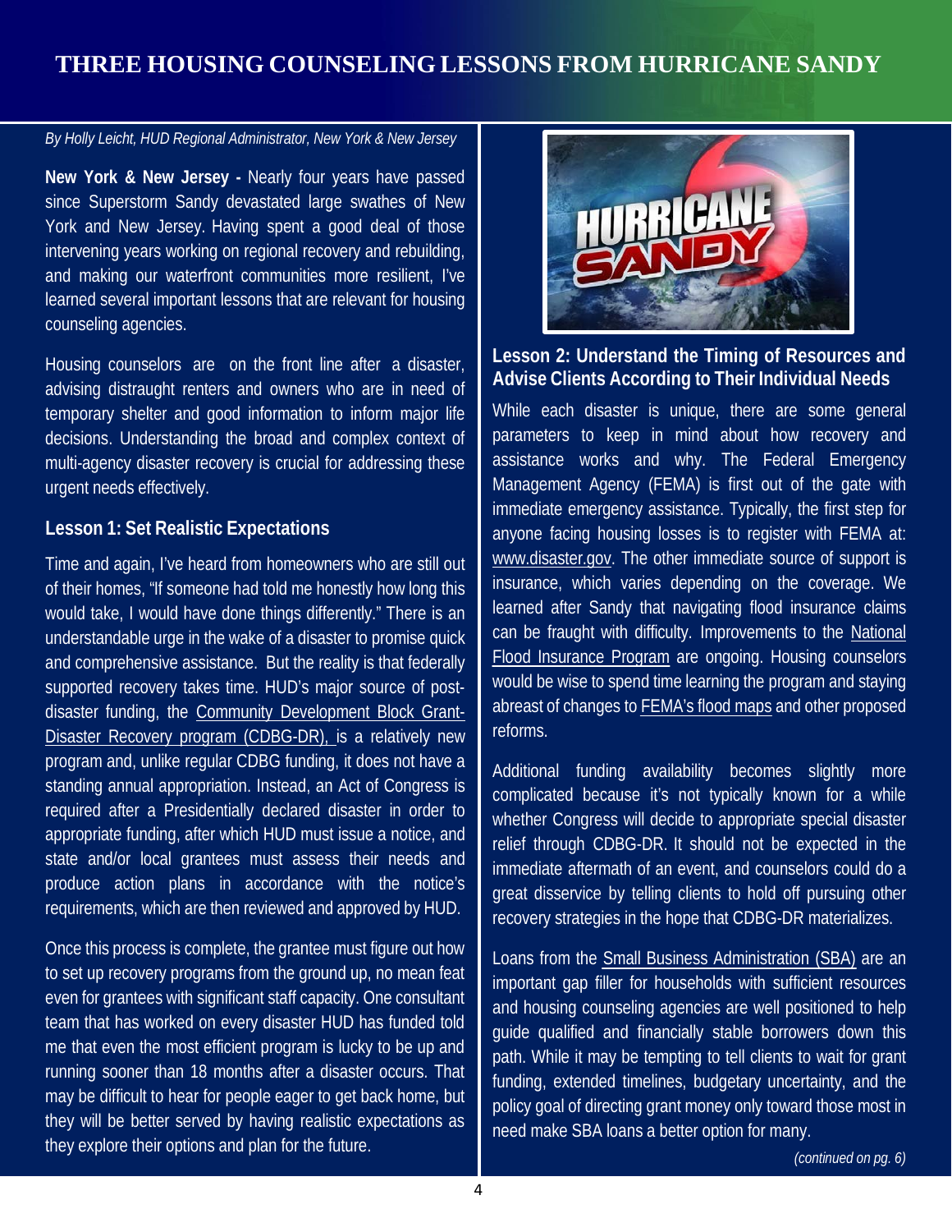# THREE HOUSING COUNSELING LESSONS FROM HURRICANE SANDY

*By Holly Leicht, HUD Regional Administrator, New York & New Jersey*

**New York & New Jersey -** Nearly four years have passed since Superstorm Sandy devastated large swathes of New York and New Jersey. Having spent a good deal of those intervening years working on regional recovery and rebuilding, and making our waterfront communities more resilient, I've learned several important lessons that are relevant for housing counseling agencies.

Housing counselors are on the front line after a disaster, advising distraught renters and owners who are in need of temporary shelter and good information to inform major life decisions. Understanding the broad and complex context of multi-agency disaster recovery is crucial for addressing these urgent needs effectively.

## Lesson 1: Set Realistic Expectations

Time and again, I've heard from homeowners who are still out of their homes, "If someone had told me honestly how long this would take, I would have done things differently." There is an understandable urge in the wake of a disaster to promise quick and comprehensive assistance. But the reality is that federally supported recovery takes time. HUD's major source of post-disaster funding, the Community Development Block Grant-Disaster Recovery program (CDBG-DR), is a relatively new program and, unlike regular CDBG funding, it does not have a standing annual appropriation. Instead, an Act of Congress is required after a Presidentially declared disaster in order to appropriate funding, after which HUD must issue a notice, and state and/or local grantees must assess their needs and produce action plans in accordance with the notice's requirements, which are then reviewed and approved by HUD.

Once this process is complete, the grantee must figure out how to set up recovery programs from the ground up, no mean feat even for grantees with significant staff capacity. One consultant team that has worked on every disaster HUD has funded told me that even the most efficient program is lucky to be up and running sooner than 18 months after a disaster occurs. That may be difficult to hear for people eager to get back home, but they will be better served by having realistic expectations as they explore their options and plan for the future.

## Lesson 2: Understand the Timing of Resources and Advise Clients According to Their Individual Needs

While each disaster is unique, there are some general parameters to keep in mind about how recovery and assistance works and why. The Federal Emergency Management Agency (FEMA) is first out of the gate with immediate emergency assistance. Typically, the first step for anyone facing housing losses is to register with FEMA at: www.disaster.gov. The other immediate source of support is insurance, which varies depending on the coverage. We learned after Sandy that navigating flood insurance claims can be fraught with difficulty. Improvements to the National Flood Insurance Program are ongoing. Housing counselors would be wise to spend time learning the program and staying abreast of changes to FEMA's flood maps and other proposed reforms.

Additional funding availability becomes slightly more complicated because it's not typically known for a while whether Congress will decide to appropriate special disaster relief through CDBG-DR. It should not be expected in the immediate aftermath of an event, and counselors could do a great disservice by telling clients to hold off pursuing other recovery strategies in the hope that CDBG-DR materializes.

Loans from the Small Business Administration (SBA) are an important gap filler for households with sufficient resources and housing counseling agencies are well positioned to help guide qualified and financially stable borrowers down this path. While it may be tempting to tell clients to wait for grant funding, extended timelines, budgetary uncertainty, and the policy goal of directing grant money only toward those most in need make SBA loans a better option for many.

*(continued on pg. 6)*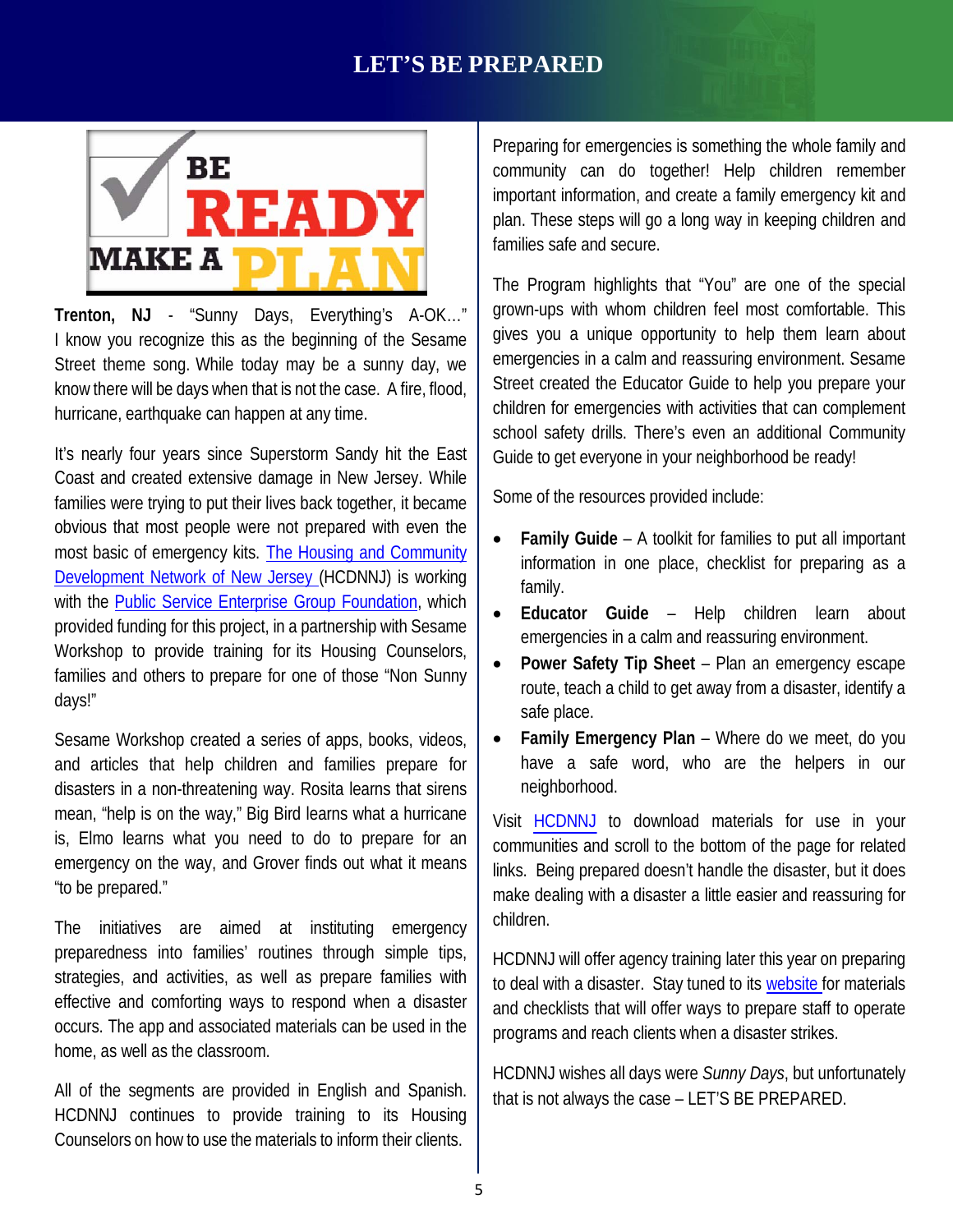# LET'S BE PREPARED

BE READY MAKE A PLAN

**Trenton, NJ** - "Sunny Days, Everything's A-OK…" I know you recognize this as the beginning of the Sesame Street theme song. While today may be a sunny day, we know there will be days when that is not the case. A fire, flood, hurricane, earthquake can happen at any time.

It's nearly four years since Superstorm Sandy hit the East Coast and created extensive damage in New Jersey. While families were trying to put their lives back together, it became obvious that most people were not prepared with even the most basic of emergency kits. The Housing and Community Development Network of New Jersey (HCDNNJ) is working with the Public Service Enterprise Group Foundation, which provided funding for this project, in a partnership with Sesame Workshop to provide training for its Housing Counselors, families and others to prepare for one of those "Non Sunny days!"

Sesame Workshop created a series of apps, books, videos, and articles that help children and families prepare for disasters in a non-threatening way. Rosita learns that sirens mean, "help is on the way," Big Bird learns what a hurricane is, Elmo learns what you need to do to prepare for an emergency on the way, and Grover finds out what it means "to be prepared."

The initiatives are aimed at instituting emergency preparedness into families' routines through simple tips, strategies, and activities, as well as prepare families with effective and comforting ways to respond when a disaster occurs. The app and associated materials can be used in the home, as well as the classroom.

All of the segments are provided in English and Spanish. HCDNNJ continues to provide training to its Housing Counselors on how to use the materials to inform their clients.

Preparing for emergencies is something the whole family and community can do together! Help children remember important information, and create a family emergency kit and plan. These steps will go a long way in keeping children and families safe and secure.

The Program highlights that "You" are one of the special grown-ups with whom children feel most comfortable. This gives you a unique opportunity to help them learn about emergencies in a calm and reassuring environment. Sesame Street created the Educator Guide to help you prepare your children for emergencies with activities that can complement school safety drills. There's even an additional Community Guide to get everyone in your neighborhood be ready!

Some of the resources provided include:

- **Family Guide** – A toolkit for families to put all important information in one place, checklist for preparing as a family.
- **Educator Guide** – Help children learn about emergencies in a calm and reassuring environment.
- **Power Safety Tip Sheet** – Plan an emergency escape route, teach a child to get away from a disaster, identify a safe place.
- **Family Emergency Plan** – Where do we meet, do you have a safe word, who are the helpers in our neighborhood.

Visit HCDNNJ to download materials for use in your communities and scroll to the bottom of the page for related links. Being prepared doesn't handle the disaster, but it does make dealing with a disaster a little easier and reassuring for children.

HCDNNJ will offer agency training later this year on preparing to deal with a disaster. Stay tuned to its website for materials and checklists that will offer ways to prepare staff to operate programs and reach clients when a disaster strikes.

HCDNNJ wishes all days were *Sunny Days*, but unfortunately that is not always the case – LET'S BE PREPARED.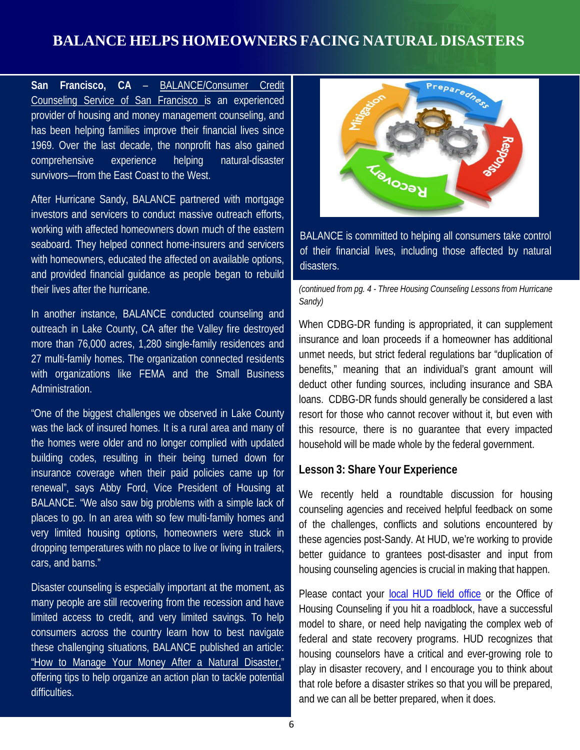# BALANCE HELPS HOMEOWNERS FACING NATURAL DISASTERS

**San Francisco, CA** – BALANCE/Consumer Credit Counseling Service of San Francisco is an experienced provider of housing and money management counseling, and has been helping families improve their financial lives since 1969. Over the last decade, the nonprofit has also gained comprehensive experience helping natural-disaster survivors—from the East Coast to the West.

After Hurricane Sandy, BALANCE partnered with mortgage investors and servicers to conduct massive outreach efforts, working with affected homeowners down much of the eastern seaboard. They helped connect home-insurers and servicers with homeowners, educated the affected on available options, and provided financial guidance as people began to rebuild their lives after the hurricane.

In another instance, BALANCE conducted counseling and outreach in Lake County, CA after the Valley fire destroyed more than 76,000 acres, 1,280 single-family residences and 27 multi-family homes. The organization connected residents with organizations like FEMA and the Small Business Administration.

"One of the biggest challenges we observed in Lake County was the lack of insured homes. It is a rural area and many of the homes were older and no longer complied with updated building codes, resulting in their being turned down for insurance coverage when their paid policies came up for renewal", says Abby Ford, Vice President of Housing at BALANCE. "We also saw big problems with a simple lack of places to go. In an area with so few multi-family homes and very limited housing options, homeowners were stuck in dropping temperatures with no place to live or living in trailers, cars, and barns."

Disaster counseling is especially important at the moment, as many people are still recovering from the recession and have limited access to credit, and very limited savings. To help consumers across the country learn how to best navigate these challenging situations, BALANCE published an article: "How to Manage Your Money After a Natural Disaster," offering tips to help organize an action plan to tackle potential difficulties.

BALANCE is committed to helping all consumers take control of their financial lives, including those affected by natural disasters.

*(continued from pg. 4 - Three Housing Counseling Lessons from Hurricane Sandy)*

When CDBG-DR funding is appropriated, it can supplement insurance and loan proceeds if a homeowner has additional unmet needs, but strict federal regulations bar "duplication of benefits," meaning that an individual's grant amount will deduct other funding sources, including insurance and SBA loans. CDBG-DR funds should generally be considered a last resort for those who cannot recover without it, but even with this resource, there is no guarantee that every impacted household will be made whole by the federal government.

### Lesson 3: Share Your Experience

We recently held a roundtable discussion for housing counseling agencies and received helpful feedback on some of the challenges, conflicts and solutions encountered by these agencies post-Sandy. At HUD, we're working to provide better guidance to grantees post-disaster and input from housing counseling agencies is crucial in making that happen.

Please contact your local HUD field office or the Office of Housing Counseling if you hit a roadblock, have a successful model to share, or need help navigating the complex web of federal and state recovery programs. HUD recognizes that housing counselors have a critical and ever-growing role to play in disaster recovery, and I encourage you to think about that role before a disaster strikes so that you will be prepared, and we can all be better prepared, when it does.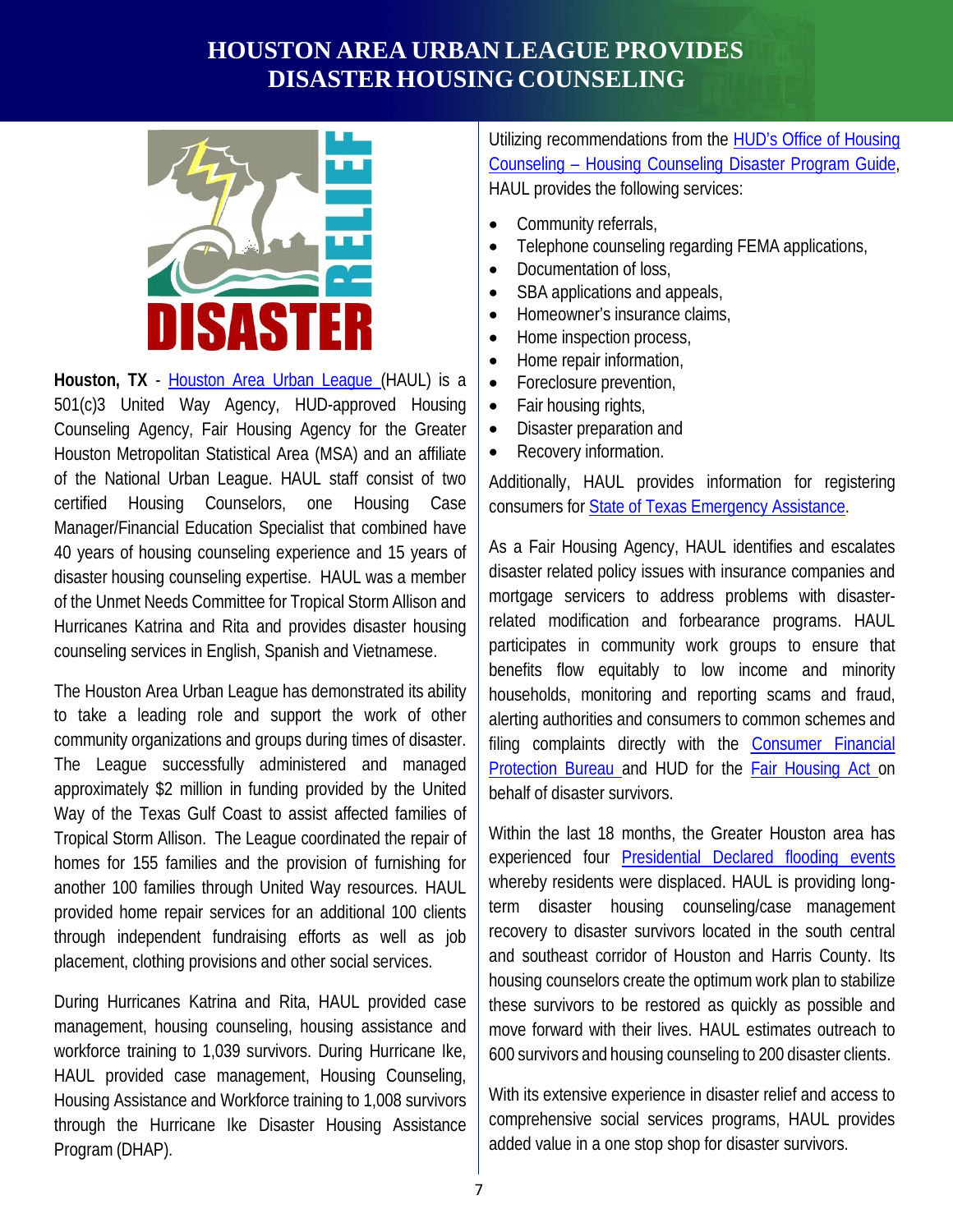# HOUSTON AREA URBAN LEAGUE PROVIDES DISASTER HOUSING COUNSELING

**Houston, TX** - Houston Area Urban League (HAUL) is a 501(c)3 United Way Agency, HUD-approved Housing Counseling Agency, Fair Housing Agency for the Greater Houston Metropolitan Statistical Area (MSA) and an affiliate of the National Urban League. HAUL staff consist of two certified Housing Counselors, one Housing Case Manager/Financial Education Specialist that combined have 40 years of housing counseling experience and 15 years of disaster housing counseling expertise. HAUL was a member of the Unmet Needs Committee for Tropical Storm Allison and Hurricanes Katrina and Rita and provides disaster housing counseling services in English, Spanish and Vietnamese.

The Houston Area Urban League has demonstrated its ability to take a leading role and support the work of other community organizations and groups during times of disaster. The League successfully administered and managed approximately $2 million in funding provided by the United Way of the Texas Gulf Coast to assist affected families of Tropical Storm Allison. The League coordinated the repair of homes for 155 families and the provision of furnishing for another 100 families through United Way resources. HAUL provided home repair services for an additional 100 clients through independent fundraising efforts as well as job placement, clothing provisions and other social services.

During Hurricanes Katrina and Rita, HAUL provided case management, housing counseling, housing assistance and workforce training to 1,039 survivors. During Hurricane Ike, HAUL provided case management, Housing Counseling, Housing Assistance and Workforce training to 1,008 survivors through the Hurricane Ike Disaster Housing Assistance Program (DHAP).

Utilizing recommendations from the HUD's Office of Housing Counseling – Housing Counseling Disaster Program Guide, HAUL provides the following services:

- Community referrals,
- Telephone counseling regarding FEMA applications,
- Documentation of loss,
- SBA applications and appeals,
- Homeowner's insurance claims,
- Home inspection process,
- Home repair information,
- Foreclosure prevention,
- Fair housing rights,
- Disaster preparation and
- Recovery information.

Additionally, HAUL provides information for registering consumers for State of Texas Emergency Assistance.

As a Fair Housing Agency, HAUL identifies and escalates disaster related policy issues with insurance companies and mortgage servicers to address problems with disaster-related modification and forbearance programs. HAUL participates in community work groups to ensure that benefits flow equitably to low income and minority households, monitoring and reporting scams and fraud, alerting authorities and consumers to common schemes and filing complaints directly with the Consumer Financial Protection Bureau and HUD for the Fair Housing Act on behalf of disaster survivors.

Within the last 18 months, the Greater Houston area has experienced four Presidential Declared flooding events whereby residents were displaced. HAUL is providing long-term disaster housing counseling/case management recovery to disaster survivors located in the south central and southeast corridor of Houston and Harris County. Its housing counselors create the optimum work plan to stabilize these survivors to be restored as quickly as possible and move forward with their lives. HAUL estimates outreach to 600 survivors and housing counseling to 200 disaster clients.

With its extensive experience in disaster relief and access to comprehensive social services programs, HAUL provides added value in a one stop shop for disaster survivors.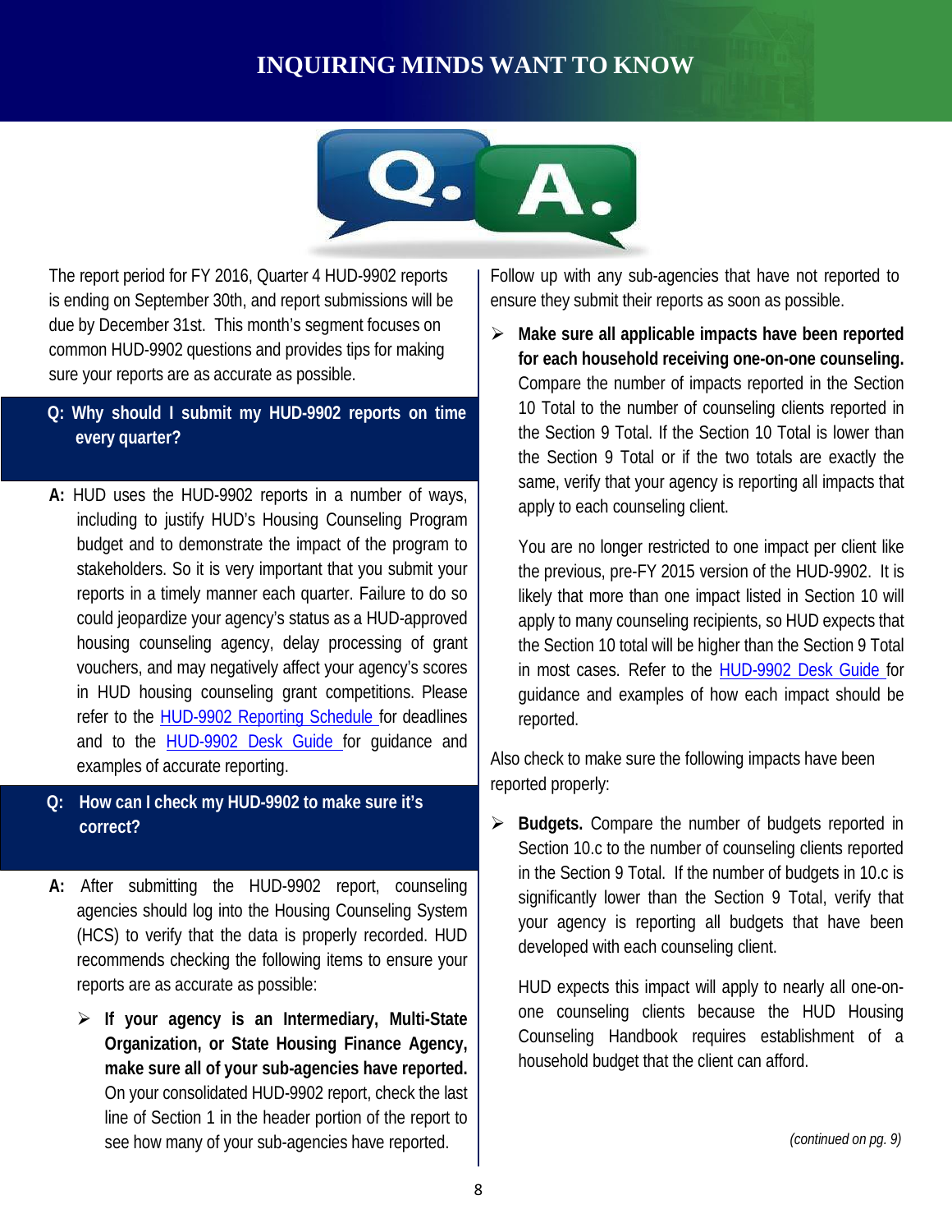# INQUIRING MINDS WANT TO KNOW

The report period for FY 2016, Quarter 4 HUD-9902 reports is ending on September 30th, and report submissions will be due by December 31st. This month's segment focuses on common HUD-9902 questions and provides tips for making sure your reports are as accurate as possible.

**Q: Why should I submit my HUD-9902 reports on time every quarter?**

**A:** HUD uses the HUD-9902 reports in a number of ways, including to justify HUD's Housing Counseling Program budget and to demonstrate the impact of the program to stakeholders. So it is very important that you submit your reports in a timely manner each quarter. Failure to do so could jeopardize your agency's status as a HUD-approved housing counseling agency, delay processing of grant vouchers, and may negatively affect your agency's scores in HUD housing counseling grant competitions. Please refer to the HUD-9902 Reporting Schedule for deadlines and to the HUD-9902 Desk Guide for guidance and examples of accurate reporting.

**Q: How can I check my HUD-9902 to make sure it's correct?**

**A:** After submitting the HUD-9902 report, counseling agencies should log into the Housing Counseling System (HCS) to verify that the data is properly recorded. HUD recommends checking the following items to ensure your reports are as accurate as possible:

- **If your agency is an Intermediary, Multi-State Organization, or State Housing Finance Agency, make sure all of your sub-agencies have reported.** On your consolidated HUD-9902 report, check the last line of Section 1 in the header portion of the report to see how many of your sub-agencies have reported. Follow up with any sub-agencies that have not reported to ensure they submit their reports as soon as possible.

- **Make sure all applicable impacts have been reported for each household receiving one-on-one counseling.** Compare the number of impacts reported in the Section 10 Total to the number of counseling clients reported in the Section 9 Total. If the Section 10 Total is lower than the Section 9 Total or if the two totals are exactly the same, verify that your agency is reporting all impacts that apply to each counseling client.

  You are no longer restricted to one impact per client like the previous, pre-FY 2015 version of the HUD-9902. It is likely that more than one impact listed in Section 10 will apply to many counseling recipients, so HUD expects that the Section 10 total will be higher than the Section 9 Total in most cases. Refer to the HUD-9902 Desk Guide for guidance and examples of how each impact should be reported.

Also check to make sure the following impacts have been reported properly:

- **Budgets.** Compare the number of budgets reported in Section 10.c to the number of counseling clients reported in the Section 9 Total. If the number of budgets in 10.c is significantly lower than the Section 9 Total, verify that your agency is reporting all budgets that have been developed with each counseling client.

  HUD expects this impact will apply to nearly all one-on-one counseling clients because the HUD Housing Counseling Handbook requires establishment of a household budget that the client can afford.

*(continued on pg. 9)*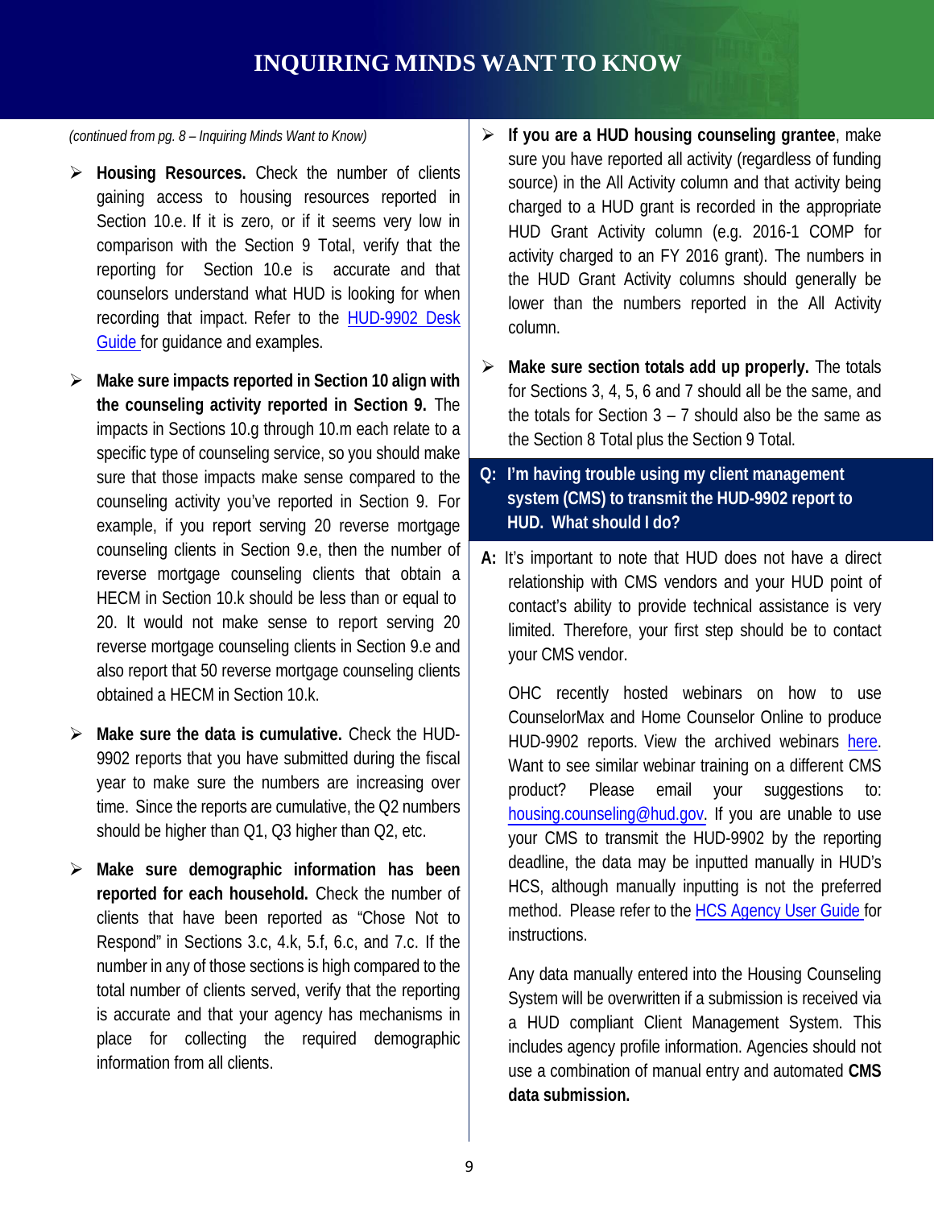# INQUIRING MINDS WANT TO KNOW

*(continued from pg. 8 – Inquiring Minds Want to Know)*

- **Housing Resources.** Check the number of clients gaining access to housing resources reported in Section 10.e. If it is zero, or if it seems very low in comparison with the Section 9 Total, verify that the reporting for Section 10.e is accurate and that counselors understand what HUD is looking for when recording that impact. Refer to the [HUD-9902 Desk Guide](#) for guidance and examples.

- **Make sure impacts reported in Section 10 align with the counseling activity reported in Section 9.** The impacts in Sections 10.g through 10.m each relate to a specific type of counseling service, so you should make sure that those impacts make sense compared to the counseling activity you've reported in Section 9. For example, if you report serving 20 reverse mortgage counseling clients in Section 9.e, then the number of reverse mortgage counseling clients that obtain a HECM in Section 10.k should be less than or equal to 20. It would not make sense to report serving 20 reverse mortgage counseling clients in Section 9.e and also report that 50 reverse mortgage counseling clients obtained a HECM in Section 10.k.

- **Make sure the data is cumulative.** Check the HUD-9902 reports that you have submitted during the fiscal year to make sure the numbers are increasing over time. Since the reports are cumulative, the Q2 numbers should be higher than Q1, Q3 higher than Q2, etc.

- **Make sure demographic information has been reported for each household.** Check the number of clients that have been reported as "Chose Not to Respond" in Sections 3.c, 4.k, 5.f, 6.c, and 7.c. If the number in any of those sections is high compared to the total number of clients served, verify that the reporting is accurate and that your agency has mechanisms in place for collecting the required demographic information from all clients.

- **If you are a HUD housing counseling grantee**, make sure you have reported all activity (regardless of funding source) in the All Activity column and that activity being charged to a HUD grant is recorded in the appropriate HUD Grant Activity column (e.g. 2016-1 COMP for activity charged to an FY 2016 grant). The numbers in the HUD Grant Activity columns should generally be lower than the numbers reported in the All Activity column.

- **Make sure section totals add up properly.** The totals for Sections 3, 4, 5, 6 and 7 should all be the same, and the totals for Section 3 – 7 should also be the same as the Section 8 Total plus the Section 9 Total.

**Q: I'm having trouble using my client management system (CMS) to transmit the HUD-9902 report to HUD. What should I do?**

**A:** It's important to note that HUD does not have a direct relationship with CMS vendors and your HUD point of contact's ability to provide technical assistance is very limited. Therefore, your first step should be to contact your CMS vendor.

OHC recently hosted webinars on how to use CounselorMax and Home Counselor Online to produce HUD-9902 reports. View the archived webinars [here](#). Want to see similar webinar training on a different CMS product? Please email your suggestions to: [housing.counseling@hud.gov](mailto:housing.counseling@hud.gov). If you are unable to use your CMS to transmit the HUD-9902 by the reporting deadline, the data may be inputted manually in HUD's HCS, although manually inputting is not the preferred method. Please refer to the [HCS Agency User Guide](#) for instructions.

Any data manually entered into the Housing Counseling System will be overwritten if a submission is received via a HUD compliant Client Management System. This includes agency profile information. Agencies should not use a combination of manual entry and automated **CMS data submission.**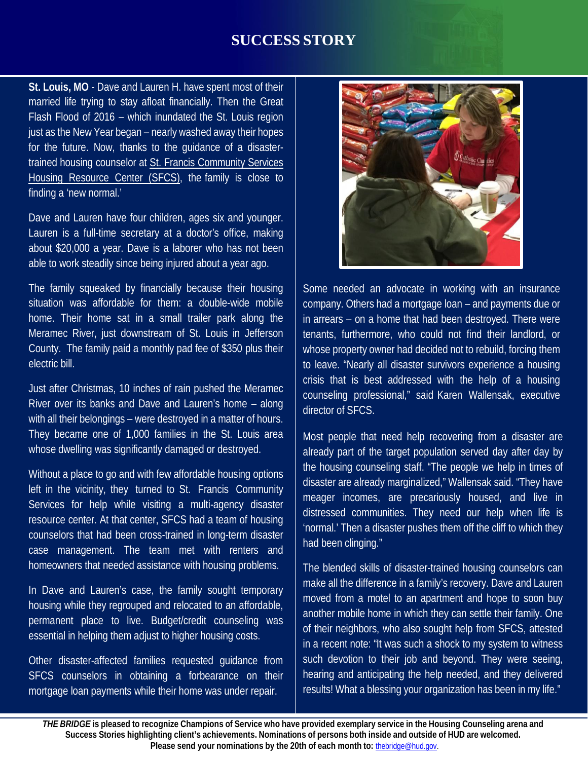# SUCCESS STORY

**St. Louis, MO** - Dave and Lauren H. have spent most of their married life trying to stay afloat financially. Then the Great Flash Flood of 2016 – which inundated the St. Louis region just as the New Year began – nearly washed away their hopes for the future. Now, thanks to the guidance of a disaster-trained housing counselor at St. Francis Community Services Housing Resource Center (SFCS), the family is close to finding a 'new normal.'

Dave and Lauren have four children, ages six and younger. Lauren is a full-time secretary at a doctor's office, making about $20,000 a year. Dave is a laborer who has not been able to work steadily since being injured about a year ago.

The family squeaked by financially because their housing situation was affordable for them: a double-wide mobile home. Their home sat in a small trailer park along the Meramec River, just downstream of St. Louis in Jefferson County. The family paid a monthly pad fee of $350 plus their electric bill.

Just after Christmas, 10 inches of rain pushed the Meramec River over its banks and Dave and Lauren's home – along with all their belongings – were destroyed in a matter of hours. They became one of 1,000 families in the St. Louis area whose dwelling was significantly damaged or destroyed.

Without a place to go and with few affordable housing options left in the vicinity, they turned to St. Francis Community Services for help while visiting a multi-agency disaster resource center. At that center, SFCS had a team of housing counselors that had been cross-trained in long-term disaster case management. The team met with renters and homeowners that needed assistance with housing problems.

In Dave and Lauren's case, the family sought temporary housing while they regrouped and relocated to an affordable, permanent place to live. Budget/credit counseling was essential in helping them adjust to higher housing costs.

Other disaster-affected families requested guidance from SFCS counselors in obtaining a forbearance on their mortgage loan payments while their home was under repair.

Some needed an advocate in working with an insurance company. Others had a mortgage loan – and payments due or in arrears – on a home that had been destroyed. There were tenants, furthermore, who could not find their landlord, or whose property owner had decided not to rebuild, forcing them to leave. "Nearly all disaster survivors experience a housing crisis that is best addressed with the help of a housing counseling professional," said Karen Wallensak, executive director of SFCS.

Most people that need help recovering from a disaster are already part of the target population served day after day by the housing counseling staff. "The people we help in times of disaster are already marginalized," Wallensak said. "They have meager incomes, are precariously housed, and live in distressed communities. They need our help when life is 'normal.' Then a disaster pushes them off the cliff to which they had been clinging."

The blended skills of disaster-trained housing counselors can make all the difference in a family's recovery. Dave and Lauren moved from a motel to an apartment and hope to soon buy another mobile home in which they can settle their family. One of their neighbors, who also sought help from SFCS, attested in a recent note: "It was such a shock to my system to witness such devotion to their job and beyond. They were seeing, hearing and anticipating the help needed, and they delivered results! What a blessing your organization has been in my life."

***THE BRIDGE*** **is pleased to recognize Champions of Service who have provided exemplary service in the Housing Counseling arena and Success Stories highlighting client's achievements. Nominations of persons both inside and outside of HUD are welcomed. Please send your nominations by the 20th of each month to:** thebridge@hud.gov.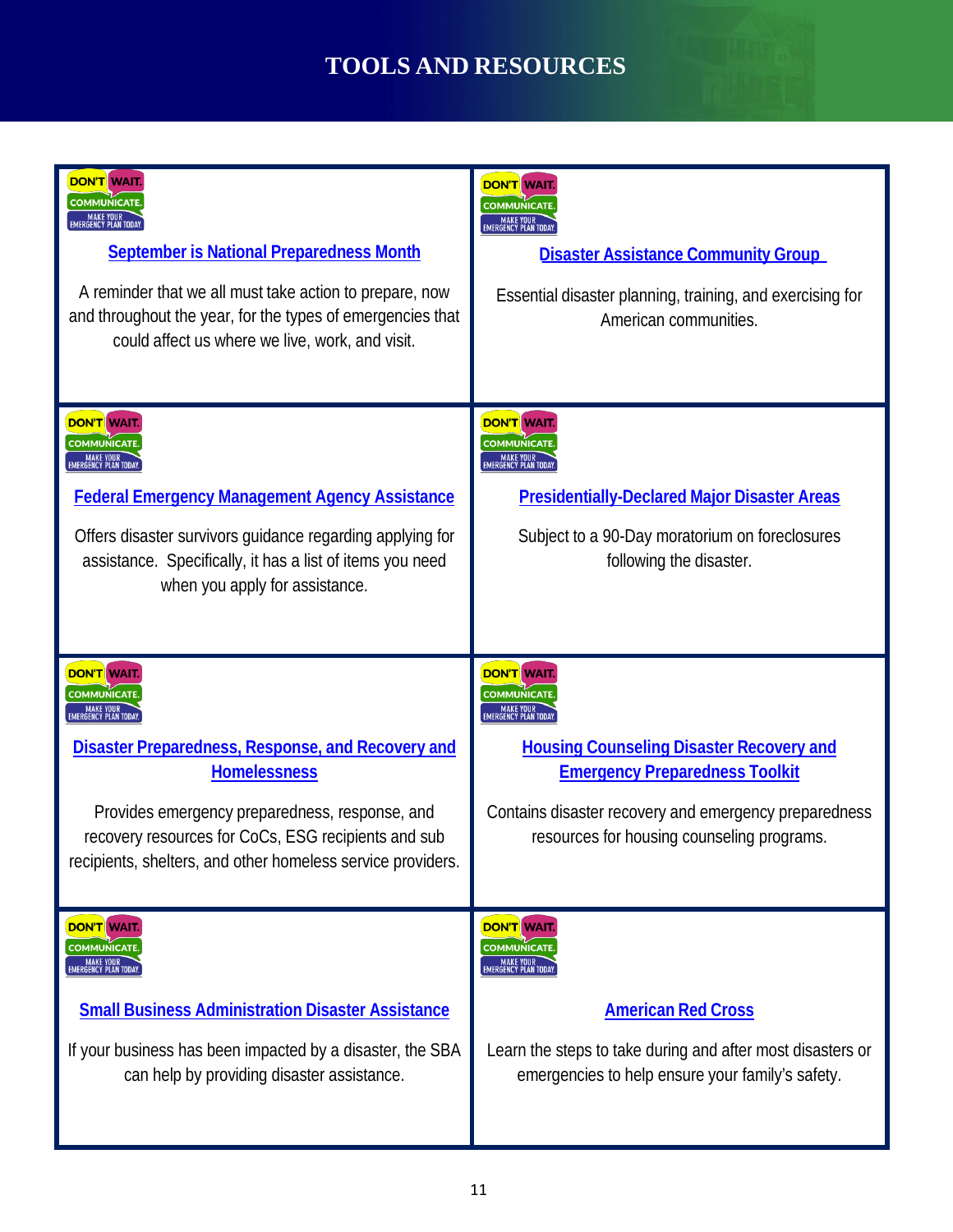# TOOLS AND RESOURCES

**September is National Preparedness Month**

A reminder that we all must take action to prepare, now and throughout the year, for the types of emergencies that could affect us where we live, work, and visit.

**Disaster Assistance Community Group**

Essential disaster planning, training, and exercising for American communities.

**Federal Emergency Management Agency Assistance**

Offers disaster survivors guidance regarding applying for assistance. Specifically, it has a list of items you need when you apply for assistance.

**Presidentially-Declared Major Disaster Areas**

Subject to a 90-Day moratorium on foreclosures following the disaster.

**Disaster Preparedness, Response, and Recovery and Homelessness**

Provides emergency preparedness, response, and recovery resources for CoCs, ESG recipients and sub recipients, shelters, and other homeless service providers.

**Housing Counseling Disaster Recovery and Emergency Preparedness Toolkit**

Contains disaster recovery and emergency preparedness resources for housing counseling programs.

**Small Business Administration Disaster Assistance**

If your business has been impacted by a disaster, the SBA can help by providing disaster assistance.

**American Red Cross**

Learn the steps to take during and after most disasters or emergencies to help ensure your family's safety.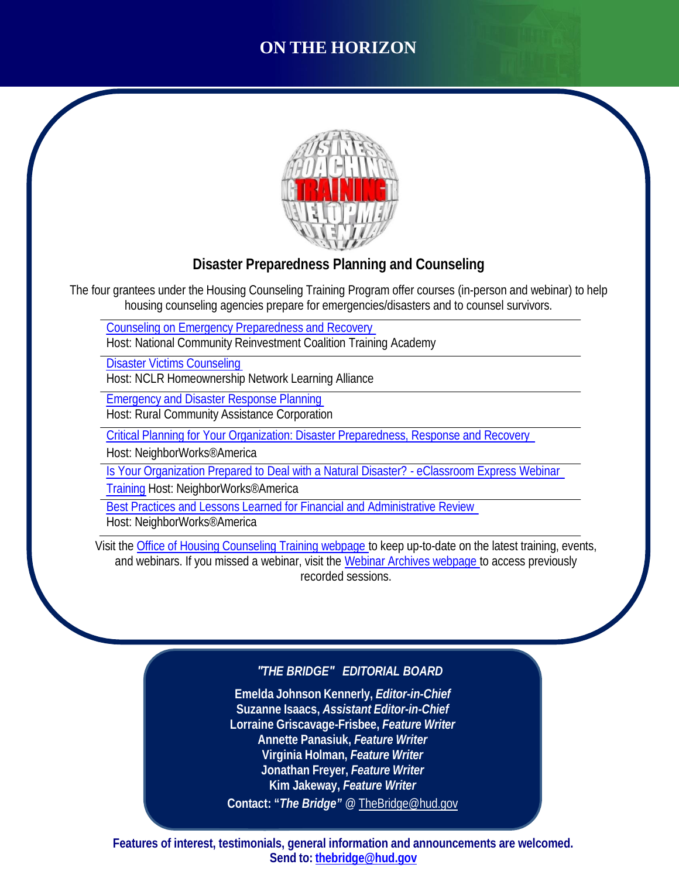# ON THE HORIZON

## Disaster Preparedness Planning and Counseling

The four grantees under the Housing Counseling Training Program offer courses (in-person and webinar) to help housing counseling agencies prepare for emergencies/disasters and to counsel survivors.

Counseling on Emergency Preparedness and Recovery
Host: National Community Reinvestment Coalition Training Academy

Disaster Victims Counseling
Host: NCLR Homeownership Network Learning Alliance

Emergency and Disaster Response Planning
Host: Rural Community Assistance Corporation

Critical Planning for Your Organization: Disaster Preparedness, Response and Recovery
Host: NeighborWorks®America

Is Your Organization Prepared to Deal with a Natural Disaster? - eClassroom Express Webinar Training Host: NeighborWorks®America

Best Practices and Lessons Learned for Financial and Administrative Review
Host: NeighborWorks®America

Visit the Office of Housing Counseling Training webpage to keep up-to-date on the latest training, events, and webinars. If you missed a webinar, visit the Webinar Archives webpage to access previously recorded sessions.

***"THE BRIDGE" EDITORIAL BOARD***

**Emelda Johnson Kennerly, *Editor-in-Chief***
**Suzanne Isaacs, *Assistant Editor-in-Chief***
**Lorraine Griscavage-Frisbee, *Feature Writer***
**Annette Panasiuk, *Feature Writer***
**Virginia Holman, *Feature Writer***
**Jonathan Freyer, *Feature Writer***
**Kim Jakeway, *Feature Writer***
**Contact: "*The Bridge*"** @ TheBridge@hud.gov

**Features of interest, testimonials, general information and announcements are welcomed.**
**Send to: thebridge@hud.gov**